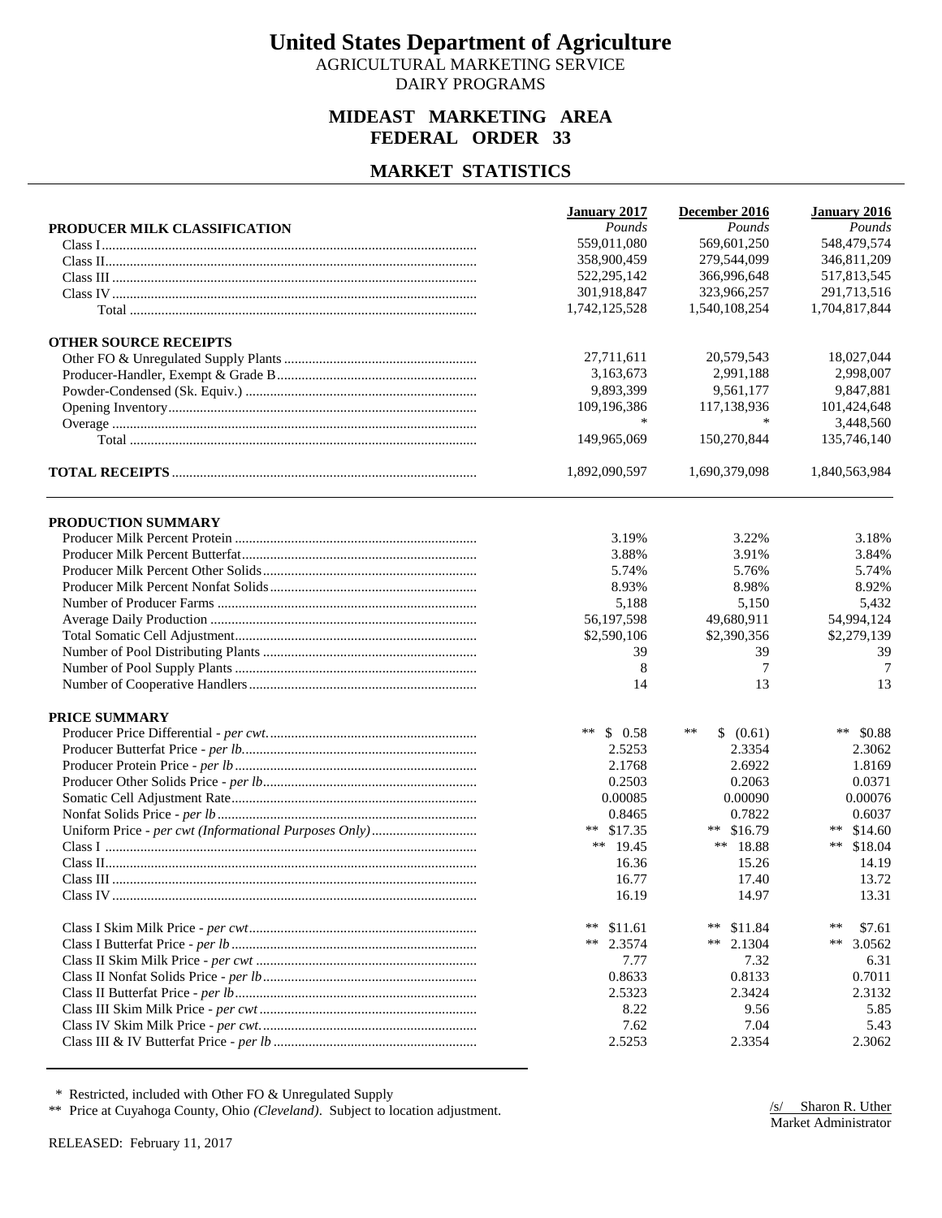# United States Department of Agriculture

AGRICULTURAL MARKETING SERVICE

DAIRY PROGRAMS

## MIDEAST MARKETING AREA
## FEDERAL ORDER 33

## MARKET STATISTICS

| | January 2017 | December 2016 | January 2016 |
|---|---|---|---|
| **PRODUCER MILK CLASSIFICATION** | *Pounds* | *Pounds* | *Pounds* |
| Class I | 559,011,080 | 569,601,250 | 548,479,574 |
| Class II | 358,900,459 | 279,544,099 | 346,811,209 |
| Class III | 522,295,142 | 366,996,648 | 517,813,545 |
| Class IV | 301,918,847 | 323,966,257 | 291,713,516 |
| Total | 1,742,125,528 | 1,540,108,254 | 1,704,817,844 |
| **OTHER SOURCE RECEIPTS** | | | |
| Other FO & Unregulated Supply Plants | 27,711,611 | 20,579,543 | 18,027,044 |
| Producer-Handler, Exempt & Grade B | 3,163,673 | 2,991,188 | 2,998,007 |
| Powder-Condensed (Sk. Equiv.) | 9,893,399 | 9,561,177 | 9,847,881 |
| Opening Inventory | 109,196,386 | 117,138,936 | 101,424,648 |
| Overage | * | * | 3,448,560 |
| Total | 149,965,069 | 150,270,844 | 135,746,140 |
| **TOTAL RECEIPTS** | 1,892,090,597 | 1,690,379,098 | 1,840,563,984 |

| | January 2017 | December 2016 | January 2016 |
|---|---|---|---|
| **PRODUCTION SUMMARY** | | | |
| Producer Milk Percent Protein | 3.19% | 3.22% | 3.18% |
| Producer Milk Percent Butterfat | 3.88% | 3.91% | 3.84% |
| Producer Milk Percent Other Solids | 5.74% | 5.76% | 5.74% |
| Producer Milk Percent Nonfat Solids | 8.93% | 8.98% | 8.92% |
| Number of Producer Farms | 5,188 | 5,150 | 5,432 |
| Average Daily Production | 56,197,598 | 49,680,911 | 54,994,124 |
| Total Somatic Cell Adjustment | $2,590,106 | $2,390,356 | $2,279,139 |
| Number of Pool Distributing Plants | 39 | 39 | 39 |
| Number of Pool Supply Plants | 8 | 7 | 7 |
| Number of Cooperative Handlers | 14 | 13 | 13 |
| **PRICE SUMMARY** | | | |
| Producer Price Differential - *per cwt.* | ** $ 0.58 | ** $ (0.61) | ** $0.88 |
| Producer Butterfat Price - *per lb.* | 2.5253 | 2.3354 | 2.3062 |
| Producer Protein Price - *per lb* | 2.1768 | 2.6922 | 1.8169 |
| Producer Other Solids Price - *per lb* | 0.2503 | 0.2063 | 0.0371 |
| Somatic Cell Adjustment Rate | 0.00085 | 0.00090 | 0.00076 |
| Nonfat Solids Price - *per lb* | 0.8465 | 0.7822 | 0.6037 |
| Uniform Price - *per cwt (Informational Purposes Only)* | ** $17.35 | ** $16.79 | ** $14.60 |
| Class I | ** 19.45 | ** 18.88 | ** $18.04 |
| Class II | 16.36 | 15.26 | 14.19 |
| Class III | 16.77 | 17.40 | 13.72 |
| Class IV | 16.19 | 14.97 | 13.31 |
| Class I Skim Milk Price - *per cwt* | ** $11.61 | ** $11.84 | ** $7.61 |
| Class I Butterfat Price - *per lb* | ** 2.3574 | ** 2.1304 | ** 3.0562 |
| Class II Skim Milk Price - *per cwt* | 7.77 | 7.32 | 6.31 |
| Class II Nonfat Solids Price - *per lb* | 0.8633 | 0.8133 | 0.7011 |
| Class II Butterfat Price - *per lb* | 2.5323 | 2.3424 | 2.3132 |
| Class III Skim Milk Price - *per cwt* | 8.22 | 9.56 | 5.85 |
| Class IV Skim Milk Price - *per cwt.* | 7.62 | 7.04 | 5.43 |
| Class III & IV Butterfat Price - *per lb* | 2.5253 | 2.3354 | 2.3062 |

\* Restricted, included with Other FO & Unregulated Supply

** Price at Cuyahoga County, Ohio *(Cleveland)*. Subject to location adjustment.

/s/ Sharon R. Uther
Market Administrator

RELEASED: February 11, 2017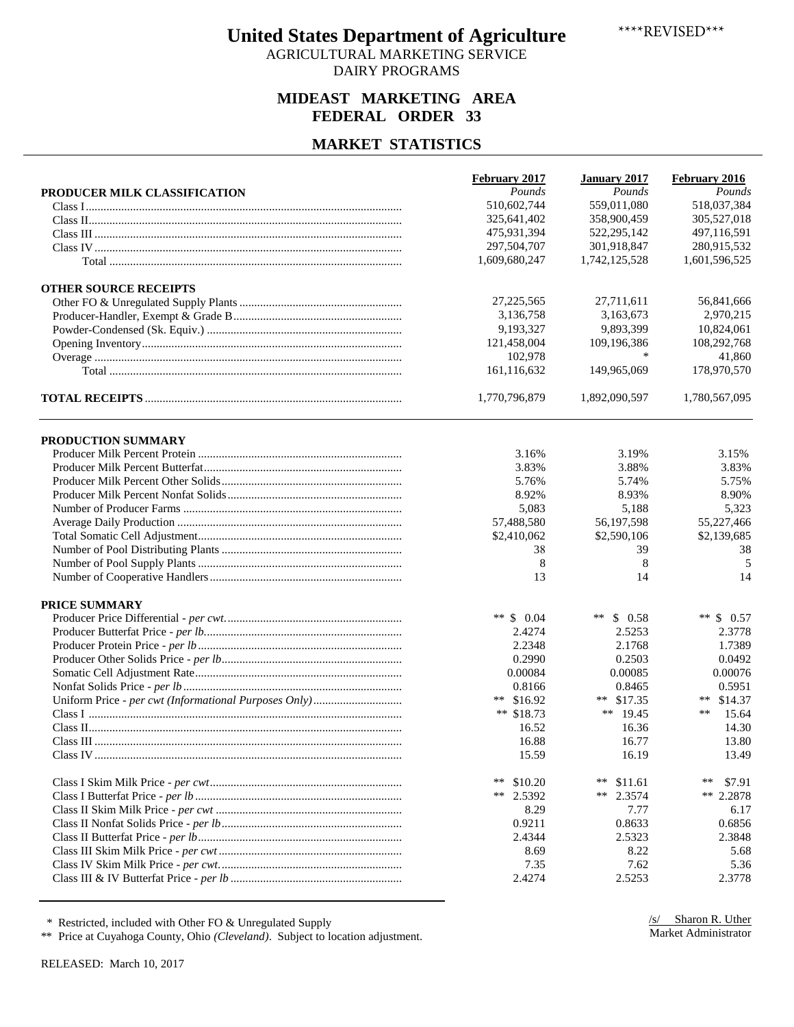# United States Department of Agriculture

\*\*\*\*REVISED\*\*\*

AGRICULTURAL MARKETING SERVICE
DAIRY PROGRAMS

## MIDEAST MARKETING AREA
## FEDERAL ORDER 33

## MARKET STATISTICS

| PRODUCER MILK CLASSIFICATION | February 2017 *Pounds* | January 2017 *Pounds* | February 2016 *Pounds* |
|---|---|---|---|
| Class I | 510,602,744 | 559,011,080 | 518,037,384 |
| Class II | 325,641,402 | 358,900,459 | 305,527,018 |
| Class III | 475,931,394 | 522,295,142 | 497,116,591 |
| Class IV | 297,504,707 | 301,918,847 | 280,915,532 |
| Total | 1,609,680,247 | 1,742,125,528 | 1,601,596,525 |
| **OTHER SOURCE RECEIPTS** | | | |
| Other FO & Unregulated Supply Plants | 27,225,565 | 27,711,611 | 56,841,666 |
| Producer-Handler, Exempt & Grade B | 3,136,758 | 3,163,673 | 2,970,215 |
| Powder-Condensed (Sk. Equiv.) | 9,193,327 | 9,893,399 | 10,824,061 |
| Opening Inventory | 121,458,004 | 109,196,386 | 108,292,768 |
| Overage | 102,978 | * | 41,860 |
| Total | 161,116,632 | 149,965,069 | 178,970,570 |
| **TOTAL RECEIPTS** | 1,770,796,879 | 1,892,090,597 | 1,780,567,095 |

| PRODUCTION SUMMARY | February 2017 | January 2017 | February 2016 |
|---|---|---|---|
| Producer Milk Percent Protein | 3.16% | 3.19% | 3.15% |
| Producer Milk Percent Butterfat | 3.83% | 3.88% | 3.83% |
| Producer Milk Percent Other Solids | 5.76% | 5.74% | 5.75% |
| Producer Milk Percent Nonfat Solids | 8.92% | 8.93% | 8.90% |
| Number of Producer Farms | 5,083 | 5,188 | 5,323 |
| Average Daily Production | 57,488,580 | 56,197,598 | 55,227,466 |
| Total Somatic Cell Adjustment | $2,410,062 | $2,590,106 | $2,139,685 |
| Number of Pool Distributing Plants | 38 | 39 | 38 |
| Number of Pool Supply Plants | 8 | 8 | 5 |
| Number of Cooperative Handlers | 13 | 14 | 14 |
| **PRICE SUMMARY** | | | |
| Producer Price Differential - *per cwt.* | ** $ 0.04 | ** $ 0.58 | ** $ 0.57 |
| Producer Butterfat Price - *per lb.* | 2.4274 | 2.5253 | 2.3778 |
| Producer Protein Price - *per lb* | 2.2348 | 2.1768 | 1.7389 |
| Producer Other Solids Price - *per lb* | 0.2990 | 0.2503 | 0.0492 |
| Somatic Cell Adjustment Rate | 0.00084 | 0.00085 | 0.00076 |
| Nonfat Solids Price - *per lb* | 0.8166 | 0.8465 | 0.5951 |
| Uniform Price - *per cwt (Informational Purposes Only)* | ** $16.92 | ** $17.35 | ** $14.37 |
| Class I | ** $18.73 | ** 19.45 | ** 15.64 |
| Class II | 16.52 | 16.36 | 14.30 |
| Class III | 16.88 | 16.77 | 13.80 |
| Class IV | 15.59 | 16.19 | 13.49 |
| Class I Skim Milk Price - *per cwt* | ** $10.20 | ** $11.61 | ** $7.91 |
| Class I Butterfat Price - *per lb* | ** 2.5392 | ** 2.3574 | ** 2.2878 |
| Class II Skim Milk Price - *per cwt* | 8.29 | 7.77 | 6.17 |
| Class II Nonfat Solids Price - *per lb* | 0.9211 | 0.8633 | 0.6856 |
| Class II Butterfat Price - *per lb* | 2.4344 | 2.5323 | 2.3848 |
| Class III Skim Milk Price - *per cwt* | 8.69 | 8.22 | 5.68 |
| Class IV Skim Milk Price - *per cwt.* | 7.35 | 7.62 | 5.36 |
| Class III & IV Butterfat Price - *per lb* | 2.4274 | 2.5253 | 2.3778 |

\* Restricted, included with Other FO & Unregulated Supply

\*\* Price at Cuyahoga County, Ohio *(Cleveland)*. Subject to location adjustment.

/s/ Sharon R. Uther
Market Administrator

RELEASED: March 10, 2017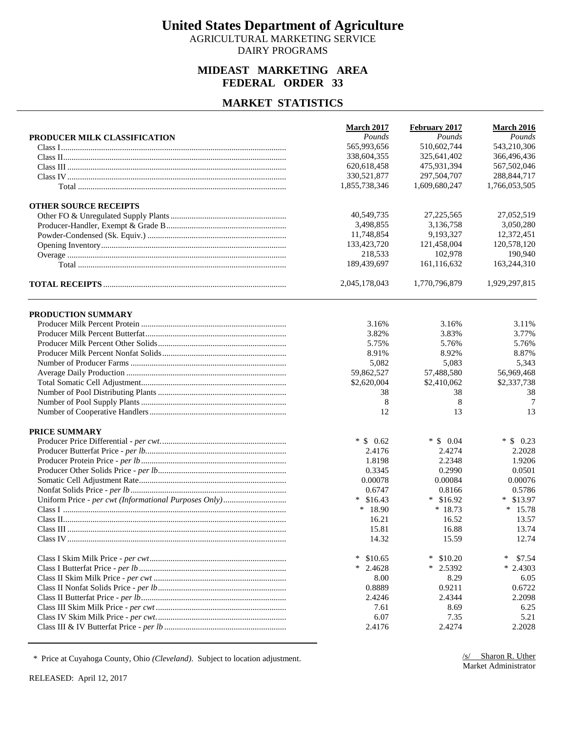# United States Department of Agriculture

AGRICULTURAL MARKETING SERVICE
DAIRY PROGRAMS

## MIDEAST MARKETING AREA
## FEDERAL ORDER 33

## MARKET STATISTICS

| | March 2017 | February 2017 | March 2016 |
|---|---|---|---|
| **PRODUCER MILK CLASSIFICATION** | *Pounds* | *Pounds* | *Pounds* |
| Class I | 565,993,656 | 510,602,744 | 543,210,306 |
| Class II | 338,604,355 | 325,641,402 | 366,496,436 |
| Class III | 620,618,458 | 475,931,394 | 567,502,046 |
| Class IV | 330,521,877 | 297,504,707 | 288,844,717 |
| Total | 1,855,738,346 | 1,609,680,247 | 1,766,053,505 |
| **OTHER SOURCE RECEIPTS** | | | |
| Other FO & Unregulated Supply Plants | 40,549,735 | 27,225,565 | 27,052,519 |
| Producer-Handler, Exempt & Grade B | 3,498,855 | 3,136,758 | 3,050,280 |
| Powder-Condensed (Sk. Equiv.) | 11,748,854 | 9,193,327 | 12,372,451 |
| Opening Inventory | 133,423,720 | 121,458,004 | 120,578,120 |
| Overage | 218,533 | 102,978 | 190,940 |
| Total | 189,439,697 | 161,116,632 | 163,244,310 |
| **TOTAL RECEIPTS** | 2,045,178,043 | 1,770,796,879 | 1,929,297,815 |
| **PRODUCTION SUMMARY** | | | |
| Producer Milk Percent Protein | 3.16% | 3.16% | 3.11% |
| Producer Milk Percent Butterfat | 3.82% | 3.83% | 3.77% |
| Producer Milk Percent Other Solids | 5.75% | 5.76% | 5.76% |
| Producer Milk Percent Nonfat Solids | 8.91% | 8.92% | 8.87% |
| Number of Producer Farms | 5,082 | 5,083 | 5,343 |
| Average Daily Production | 59,862,527 | 57,488,580 | 56,969,468 |
| Total Somatic Cell Adjustment | $2,620,004 | $2,410,062 | $2,337,738 |
| Number of Pool Distributing Plants | 38 | 38 | 38 |
| Number of Pool Supply Plants | 8 | 8 | 7 |
| Number of Cooperative Handlers | 12 | 13 | 13 |
| **PRICE SUMMARY** | | | |
| Producer Price Differential - *per cwt.* | * $ 0.62 | * $ 0.04 | * $ 0.23 |
| Producer Butterfat Price - *per lb.* | 2.4176 | 2.4274 | 2.2028 |
| Producer Protein Price - *per lb* | 1.8198 | 2.2348 | 1.9206 |
| Producer Other Solids Price - *per lb* | 0.3345 | 0.2990 | 0.0501 |
| Somatic Cell Adjustment Rate | 0.00078 | 0.00084 | 0.00076 |
| Nonfat Solids Price - *per lb* | 0.6747 | 0.8166 | 0.5786 |
| Uniform Price - *per cwt (Informational Purposes Only)* | * $16.43 | * $16.92 | * $13.97 |
| Class I | * 18.90 | * 18.73 | * 15.78 |
| Class II | 16.21 | 16.52 | 13.57 |
| Class III | 15.81 | 16.88 | 13.74 |
| Class IV | 14.32 | 15.59 | 12.74 |
| Class I Skim Milk Price - *per cwt* | * $10.65 | * $10.20 | * $7.54 |
| Class I Butterfat Price - *per lb* | * 2.4628 | * 2.5392 | * 2.4303 |
| Class II Skim Milk Price - *per cwt* | 8.00 | 8.29 | 6.05 |
| Class II Nonfat Solids Price - *per lb* | 0.8889 | 0.9211 | 0.6722 |
| Class II Butterfat Price - *per lb* | 2.4246 | 2.4344 | 2.2098 |
| Class III Skim Milk Price - *per cwt* | 7.61 | 8.69 | 6.25 |
| Class IV Skim Milk Price - *per cwt.* | 6.07 | 7.35 | 5.21 |
| Class III & IV Butterfat Price - *per lb* | 2.4176 | 2.4274 | 2.2028 |

\* Price at Cuyahoga County, Ohio *(Cleveland)*. Subject to location adjustment.

/s/ Sharon R. Uther
Market Administrator

RELEASED: April 12, 2017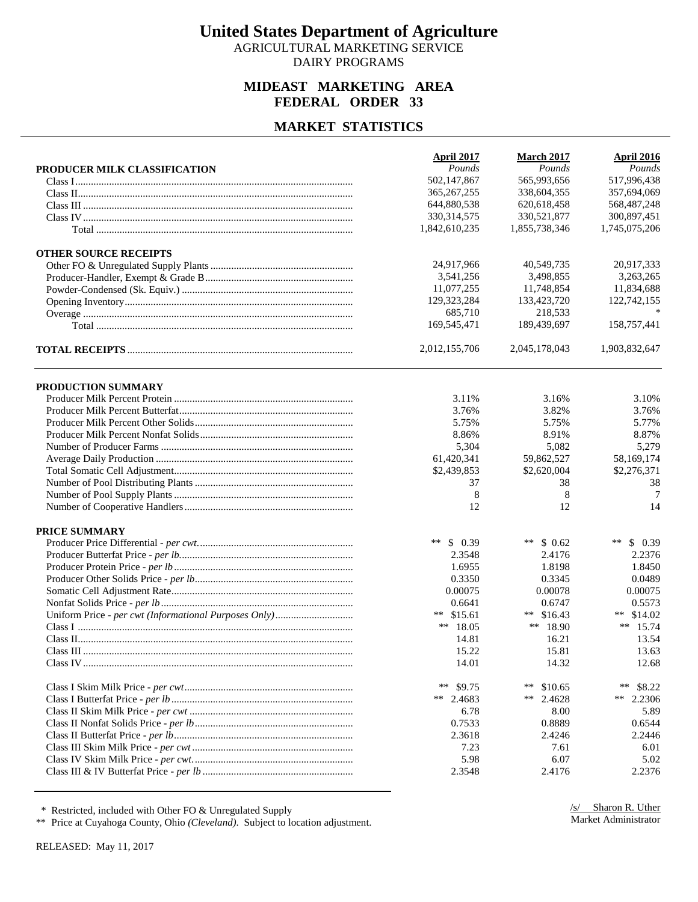# United States Department of Agriculture

AGRICULTURAL MARKETING SERVICE

DAIRY PROGRAMS

## MIDEAST MARKETING AREA
## FEDERAL ORDER 33

## MARKET STATISTICS

| | April 2017 | March 2017 | April 2016 |
|---|---|---|---|
| **PRODUCER MILK CLASSIFICATION** | *Pounds* | *Pounds* | *Pounds* |
| Class I | 502,147,867 | 565,993,656 | 517,996,438 |
| Class II | 365,267,255 | 338,604,355 | 357,694,069 |
| Class III | 644,880,538 | 620,618,458 | 568,487,248 |
| Class IV | 330,314,575 | 330,521,877 | 300,897,451 |
| Total | 1,842,610,235 | 1,855,738,346 | 1,745,075,206 |
| **OTHER SOURCE RECEIPTS** | | | |
| Other FO & Unregulated Supply Plants | 24,917,966 | 40,549,735 | 20,917,333 |
| Producer-Handler, Exempt & Grade B | 3,541,256 | 3,498,855 | 3,263,265 |
| Powder-Condensed (Sk. Equiv.) | 11,077,255 | 11,748,854 | 11,834,688 |
| Opening Inventory | 129,323,284 | 133,423,720 | 122,742,155 |
| Overage | 685,710 | 218,533 | * |
| Total | 169,545,471 | 189,439,697 | 158,757,441 |
| **TOTAL RECEIPTS** | 2,012,155,706 | 2,045,178,043 | 1,903,832,647 |

| | April 2017 | March 2017 | April 2016 |
|---|---|---|---|
| **PRODUCTION SUMMARY** | | | |
| Producer Milk Percent Protein | 3.11% | 3.16% | 3.10% |
| Producer Milk Percent Butterfat | 3.76% | 3.82% | 3.76% |
| Producer Milk Percent Other Solids | 5.75% | 5.75% | 5.77% |
| Producer Milk Percent Nonfat Solids | 8.86% | 8.91% | 8.87% |
| Number of Producer Farms | 5,304 | 5,082 | 5,279 |
| Average Daily Production | 61,420,341 | 59,862,527 | 58,169,174 |
| Total Somatic Cell Adjustment | $2,439,853 | $2,620,004 | $2,276,371 |
| Number of Pool Distributing Plants | 37 | 38 | 38 |
| Number of Pool Supply Plants | 8 | 8 | 7 |
| Number of Cooperative Handlers | 12 | 12 | 14 |
| **PRICE SUMMARY** | | | |
| Producer Price Differential - *per cwt.* | ** $ 0.39 | ** $ 0.62 | ** $ 0.39 |
| Producer Butterfat Price - *per lb.* | 2.3548 | 2.4176 | 2.2376 |
| Producer Protein Price - *per lb* | 1.6955 | 1.8198 | 1.8450 |
| Producer Other Solids Price - *per lb* | 0.3350 | 0.3345 | 0.0489 |
| Somatic Cell Adjustment Rate | 0.00075 | 0.00078 | 0.00075 |
| Nonfat Solids Price - *per lb* | 0.6641 | 0.6747 | 0.5573 |
| Uniform Price - *per cwt (Informational Purposes Only)* | ** $15.61 | ** $16.43 | ** $14.02 |
| Class I | ** 18.05 | ** 18.90 | ** 15.74 |
| Class II | 14.81 | 16.21 | 13.54 |
| Class III | 15.22 | 15.81 | 13.63 |
| Class IV | 14.01 | 14.32 | 12.68 |
| Class I Skim Milk Price - *per cwt* | ** $9.75 | ** $10.65 | ** $8.22 |
| Class I Butterfat Price - *per lb* | ** 2.4683 | ** 2.4628 | ** 2.2306 |
| Class II Skim Milk Price - *per cwt* | 6.78 | 8.00 | 5.89 |
| Class II Nonfat Solids Price - *per lb* | 0.7533 | 0.8889 | 0.6544 |
| Class II Butterfat Price - *per lb* | 2.3618 | 2.4246 | 2.2446 |
| Class III Skim Milk Price - *per cwt* | 7.23 | 7.61 | 6.01 |
| Class IV Skim Milk Price - *per cwt.* | 5.98 | 6.07 | 5.02 |
| Class III & IV Butterfat Price - *per lb* | 2.3548 | 2.4176 | 2.2376 |

\* Restricted, included with Other FO & Unregulated Supply

** Price at Cuyahoga County, Ohio *(Cleveland)*. Subject to location adjustment.

/s/ Sharon R. Uther
Market Administrator

RELEASED: May 11, 2017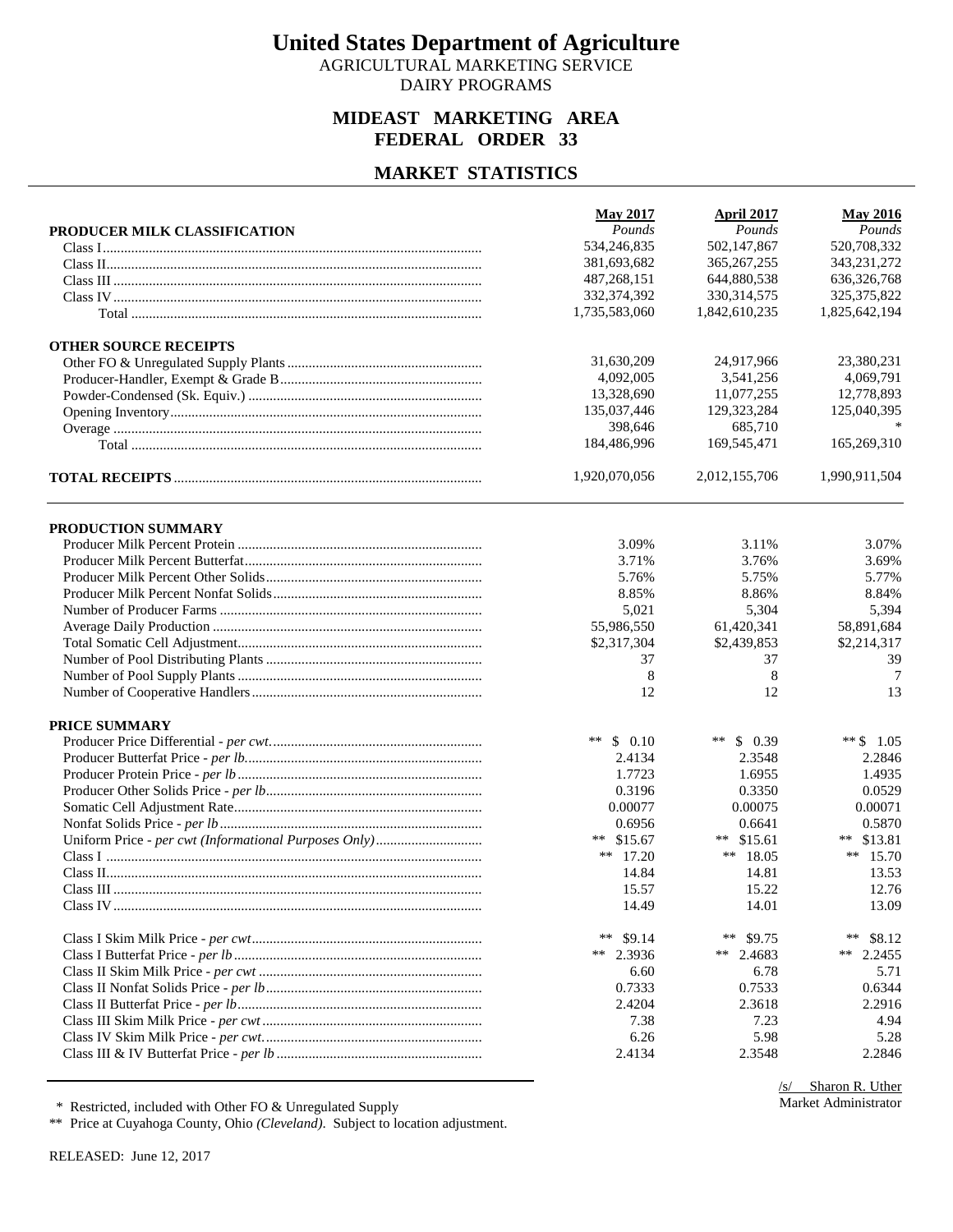# United States Department of Agriculture

AGRICULTURAL MARKETING SERVICE

DAIRY PROGRAMS

## MIDEAST MARKETING AREA
## FEDERAL ORDER 33

## MARKET STATISTICS

| | May 2017 | April 2017 | May 2016 |
|---|---|---|---|
| **PRODUCER MILK CLASSIFICATION** | *Pounds* | *Pounds* | *Pounds* |
| Class I | 534,246,835 | 502,147,867 | 520,708,332 |
| Class II | 381,693,682 | 365,267,255 | 343,231,272 |
| Class III | 487,268,151 | 644,880,538 | 636,326,768 |
| Class IV | 332,374,392 | 330,314,575 | 325,375,822 |
| Total | 1,735,583,060 | 1,842,610,235 | 1,825,642,194 |
| **OTHER SOURCE RECEIPTS** | | | |
| Other FO & Unregulated Supply Plants | 31,630,209 | 24,917,966 | 23,380,231 |
| Producer-Handler, Exempt & Grade B | 4,092,005 | 3,541,256 | 4,069,791 |
| Powder-Condensed (Sk. Equiv.) | 13,328,690 | 11,077,255 | 12,778,893 |
| Opening Inventory | 135,037,446 | 129,323,284 | 125,040,395 |
| Overage | 398,646 | 685,710 | * |
| Total | 184,486,996 | 169,545,471 | 165,269,310 |
| **TOTAL RECEIPTS** | 1,920,070,056 | 2,012,155,706 | 1,990,911,504 |

| | May 2017 | April 2017 | May 2016 |
|---|---|---|---|
| **PRODUCTION SUMMARY** | | | |
| Producer Milk Percent Protein | 3.09% | 3.11% | 3.07% |
| Producer Milk Percent Butterfat | 3.71% | 3.76% | 3.69% |
| Producer Milk Percent Other Solids | 5.76% | 5.75% | 5.77% |
| Producer Milk Percent Nonfat Solids | 8.85% | 8.86% | 8.84% |
| Number of Producer Farms | 5,021 | 5,304 | 5,394 |
| Average Daily Production | 55,986,550 | 61,420,341 | 58,891,684 |
| Total Somatic Cell Adjustment | $2,317,304 | $2,439,853 | $2,214,317 |
| Number of Pool Distributing Plants | 37 | 37 | 39 |
| Number of Pool Supply Plants | 8 | 8 | 7 |
| Number of Cooperative Handlers | 12 | 12 | 13 |
| **PRICE SUMMARY** | | | |
| Producer Price Differential - *per cwt.* | ** $ 0.10 | ** $ 0.39 | ** $ 1.05 |
| Producer Butterfat Price - *per lb.* | 2.4134 | 2.3548 | 2.2846 |
| Producer Protein Price - *per lb* | 1.7723 | 1.6955 | 1.4935 |
| Producer Other Solids Price - *per lb* | 0.3196 | 0.3350 | 0.0529 |
| Somatic Cell Adjustment Rate | 0.00077 | 0.00075 | 0.00071 |
| Nonfat Solids Price - *per lb* | 0.6956 | 0.6641 | 0.5870 |
| Uniform Price - *per cwt (Informational Purposes Only)* | ** $15.67 | ** $15.61 | ** $13.81 |
| Class I | ** 17.20 | ** 18.05 | ** 15.70 |
| Class II | 14.84 | 14.81 | 13.53 |
| Class III | 15.57 | 15.22 | 12.76 |
| Class IV | 14.49 | 14.01 | 13.09 |
| Class I Skim Milk Price - *per cwt* | ** $9.14 | ** $9.75 | ** $8.12 |
| Class I Butterfat Price - *per lb* | ** 2.3936 | ** 2.4683 | ** 2.2455 |
| Class II Skim Milk Price - *per cwt* | 6.60 | 6.78 | 5.71 |
| Class II Nonfat Solids Price - *per lb* | 0.7333 | 0.7533 | 0.6344 |
| Class II Butterfat Price - *per lb* | 2.4204 | 2.3618 | 2.2916 |
| Class III Skim Milk Price - *per cwt* | 7.38 | 7.23 | 4.94 |
| Class IV Skim Milk Price - *per cwt.* | 6.26 | 5.98 | 5.28 |
| Class III & IV Butterfat Price - *per lb* | 2.4134 | 2.3548 | 2.2846 |

/s/ Sharon R. Uther
Market Administrator

\* Restricted, included with Other FO & Unregulated Supply

** Price at Cuyahoga County, Ohio *(Cleveland)*. Subject to location adjustment.

RELEASED: June 12, 2017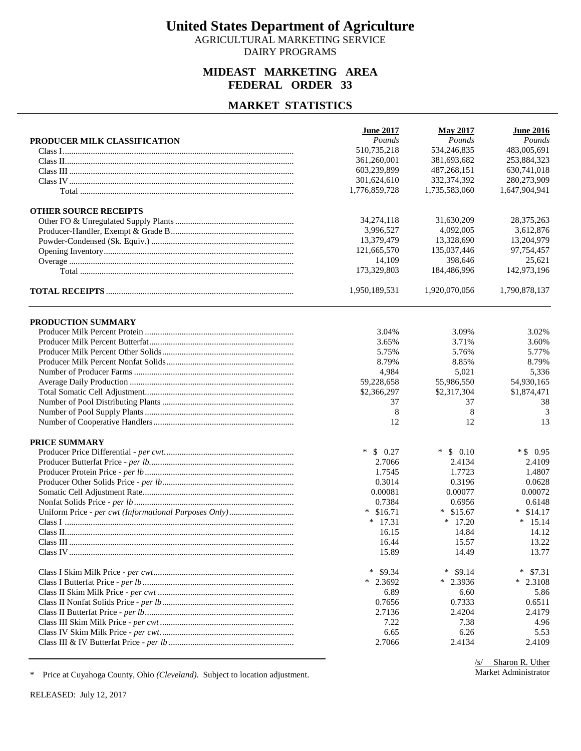# United States Department of Agriculture

AGRICULTURAL MARKETING SERVICE
DAIRY PROGRAMS

## MIDEAST MARKETING AREA
## FEDERAL ORDER 33

## MARKET STATISTICS

| | June 2017 | May 2017 | June 2016 |
|---|---|---|---|
| **PRODUCER MILK CLASSIFICATION** | *Pounds* | *Pounds* | *Pounds* |
| Class I | 510,735,218 | 534,246,835 | 483,005,691 |
| Class II | 361,260,001 | 381,693,682 | 253,884,323 |
| Class III | 603,239,899 | 487,268,151 | 630,741,018 |
| Class IV | 301,624,610 | 332,374,392 | 280,273,909 |
| Total | 1,776,859,728 | 1,735,583,060 | 1,647,904,941 |
| **OTHER SOURCE RECEIPTS** | | | |
| Other FO & Unregulated Supply Plants | 34,274,118 | 31,630,209 | 28,375,263 |
| Producer-Handler, Exempt & Grade B | 3,996,527 | 4,092,005 | 3,612,876 |
| Powder-Condensed (Sk. Equiv.) | 13,379,479 | 13,328,690 | 13,204,979 |
| Opening Inventory | 121,665,570 | 135,037,446 | 97,754,457 |
| Overage | 14,109 | 398,646 | 25,621 |
| Total | 173,329,803 | 184,486,996 | 142,973,196 |
| **TOTAL RECEIPTS** | 1,950,189,531 | 1,920,070,056 | 1,790,878,137 |

| | June 2017 | May 2017 | June 2016 |
|---|---|---|---|
| **PRODUCTION SUMMARY** | | | |
| Producer Milk Percent Protein | 3.04% | 3.09% | 3.02% |
| Producer Milk Percent Butterfat | 3.65% | 3.71% | 3.60% |
| Producer Milk Percent Other Solids | 5.75% | 5.76% | 5.77% |
| Producer Milk Percent Nonfat Solids | 8.79% | 8.85% | 8.79% |
| Number of Producer Farms | 4,984 | 5,021 | 5,336 |
| Average Daily Production | 59,228,658 | 55,986,550 | 54,930,165 |
| Total Somatic Cell Adjustment | $2,366,297 | $2,317,304 | $1,874,471 |
| Number of Pool Distributing Plants | 37 | 37 | 38 |
| Number of Pool Supply Plants | 8 | 8 | 3 |
| Number of Cooperative Handlers | 12 | 12 | 13 |
| **PRICE SUMMARY** | | | |
| Producer Price Differential - *per cwt.* | * $ 0.27 | * $ 0.10 | * $ 0.95 |
| Producer Butterfat Price - *per lb.* | 2.7066 | 2.4134 | 2.4109 |
| Producer Protein Price - *per lb* | 1.7545 | 1.7723 | 1.4807 |
| Producer Other Solids Price - *per lb* | 0.3014 | 0.3196 | 0.0628 |
| Somatic Cell Adjustment Rate | 0.00081 | 0.00077 | 0.00072 |
| Nonfat Solids Price - *per lb* | 0.7384 | 0.6956 | 0.6148 |
| Uniform Price - *per cwt (Informational Purposes Only)* | * $16.71 | * $15.67 | * $14.17 |
| Class I | * 17.31 | * 17.20 | * 15.14 |
| Class II | 16.15 | 14.84 | 14.12 |
| Class III | 16.44 | 15.57 | 13.22 |
| Class IV | 15.89 | 14.49 | 13.77 |
| Class I Skim Milk Price - *per cwt* | * $9.34 | * $9.14 | * $7.31 |
| Class I Butterfat Price - *per lb* | * 2.3692 | * 2.3936 | * 2.3108 |
| Class II Skim Milk Price - *per cwt* | 6.89 | 6.60 | 5.86 |
| Class II Nonfat Solids Price - *per lb* | 0.7656 | 0.7333 | 0.6511 |
| Class II Butterfat Price - *per lb* | 2.7136 | 2.4204 | 2.4179 |
| Class III Skim Milk Price - *per cwt* | 7.22 | 7.38 | 4.96 |
| Class IV Skim Milk Price - *per cwt.* | 6.65 | 6.26 | 5.53 |
| Class III & IV Butterfat Price - *per lb* | 2.7066 | 2.4134 | 2.4109 |

\* Price at Cuyahoga County, Ohio *(Cleveland)*. Subject to location adjustment.

/s/ Sharon R. Uther
Market Administrator

RELEASED: July 12, 2017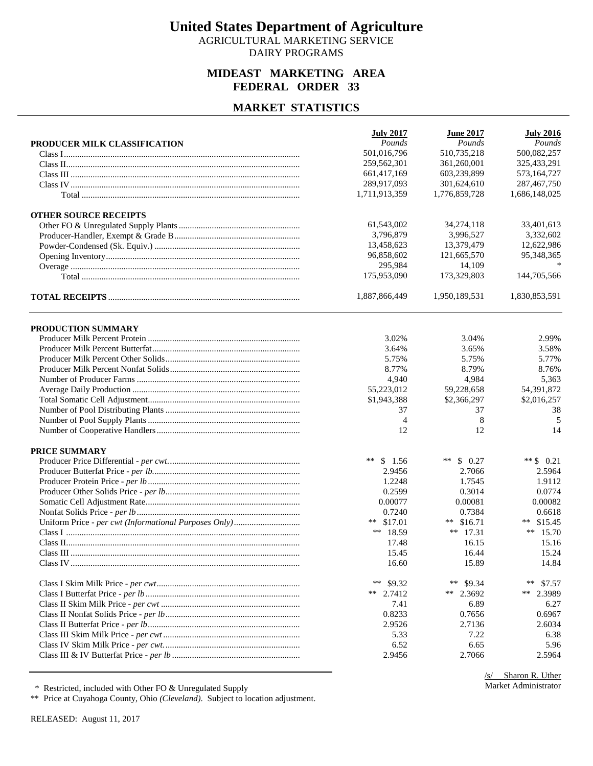# United States Department of Agriculture

AGRICULTURAL MARKETING SERVICE
DAIRY PROGRAMS

## MIDEAST MARKETING AREA
## FEDERAL ORDER 33

## MARKET STATISTICS

| | July 2017 | June 2017 | July 2016 |
|---|---|---|---|
| **PRODUCER MILK CLASSIFICATION** | *Pounds* | *Pounds* | *Pounds* |
| Class I | 501,016,796 | 510,735,218 | 500,082,257 |
| Class II | 259,562,301 | 361,260,001 | 325,433,291 |
| Class III | 661,417,169 | 603,239,899 | 573,164,727 |
| Class IV | 289,917,093 | 301,624,610 | 287,467,750 |
| Total | 1,711,913,359 | 1,776,859,728 | 1,686,148,025 |
| **OTHER SOURCE RECEIPTS** | | | |
| Other FO & Unregulated Supply Plants | 61,543,002 | 34,274,118 | 33,401,613 |
| Producer-Handler, Exempt & Grade B | 3,796,879 | 3,996,527 | 3,332,602 |
| Powder-Condensed (Sk. Equiv.) | 13,458,623 | 13,379,479 | 12,622,986 |
| Opening Inventory | 96,858,602 | 121,665,570 | 95,348,365 |
| Overage | 295,984 | 14,109 | * |
| Total | 175,953,090 | 173,329,803 | 144,705,566 |
| **TOTAL RECEIPTS** | 1,887,866,449 | 1,950,189,531 | 1,830,853,591 |
| **PRODUCTION SUMMARY** | | | |
| Producer Milk Percent Protein | 3.02% | 3.04% | 2.99% |
| Producer Milk Percent Butterfat | 3.64% | 3.65% | 3.58% |
| Producer Milk Percent Other Solids | 5.75% | 5.75% | 5.77% |
| Producer Milk Percent Nonfat Solids | 8.77% | 8.79% | 8.76% |
| Number of Producer Farms | 4,940 | 4,984 | 5,363 |
| Average Daily Production | 55,223,012 | 59,228,658 | 54,391,872 |
| Total Somatic Cell Adjustment | $1,943,388 | $2,366,297 | $2,016,257 |
| Number of Pool Distributing Plants | 37 | 37 | 38 |
| Number of Pool Supply Plants | 4 | 8 | 5 |
| Number of Cooperative Handlers | 12 | 12 | 14 |
| **PRICE SUMMARY** | | | |
| Producer Price Differential - *per cwt.* | ** $ 1.56 | ** $ 0.27 | ** $ 0.21 |
| Producer Butterfat Price - *per lb.* | 2.9456 | 2.7066 | 2.5964 |
| Producer Protein Price - *per lb* | 1.2248 | 1.7545 | 1.9112 |
| Producer Other Solids Price - *per lb* | 0.2599 | 0.3014 | 0.0774 |
| Somatic Cell Adjustment Rate | 0.00077 | 0.00081 | 0.00082 |
| Nonfat Solids Price - *per lb* | 0.7240 | 0.7384 | 0.6618 |
| Uniform Price - *per cwt (Informational Purposes Only)* | ** $17.01 | ** $16.71 | ** $15.45 |
| Class I | ** 18.59 | ** 17.31 | ** 15.70 |
| Class II | 17.48 | 16.15 | 15.16 |
| Class III | 15.45 | 16.44 | 15.24 |
| Class IV | 16.60 | 15.89 | 14.84 |
| Class I Skim Milk Price - *per cwt* | ** $9.32 | ** $9.34 | ** $7.57 |
| Class I Butterfat Price - *per lb* | ** 2.7412 | ** 2.3692 | ** 2.3989 |
| Class II Skim Milk Price - *per cwt* | 7.41 | 6.89 | 6.27 |
| Class II Nonfat Solids Price - *per lb* | 0.8233 | 0.7656 | 0.6967 |
| Class II Butterfat Price - *per lb* | 2.9526 | 2.7136 | 2.6034 |
| Class III Skim Milk Price - *per cwt* | 5.33 | 7.22 | 6.38 |
| Class IV Skim Milk Price - *per cwt.* | 6.52 | 6.65 | 5.96 |
| Class III & IV Butterfat Price - *per lb* | 2.9456 | 2.7066 | 2.5964 |

/s/ Sharon R. Uther
Market Administrator

\* Restricted, included with Other FO & Unregulated Supply
** Price at Cuyahoga County, Ohio *(Cleveland)*. Subject to location adjustment.

RELEASED: August 11, 2017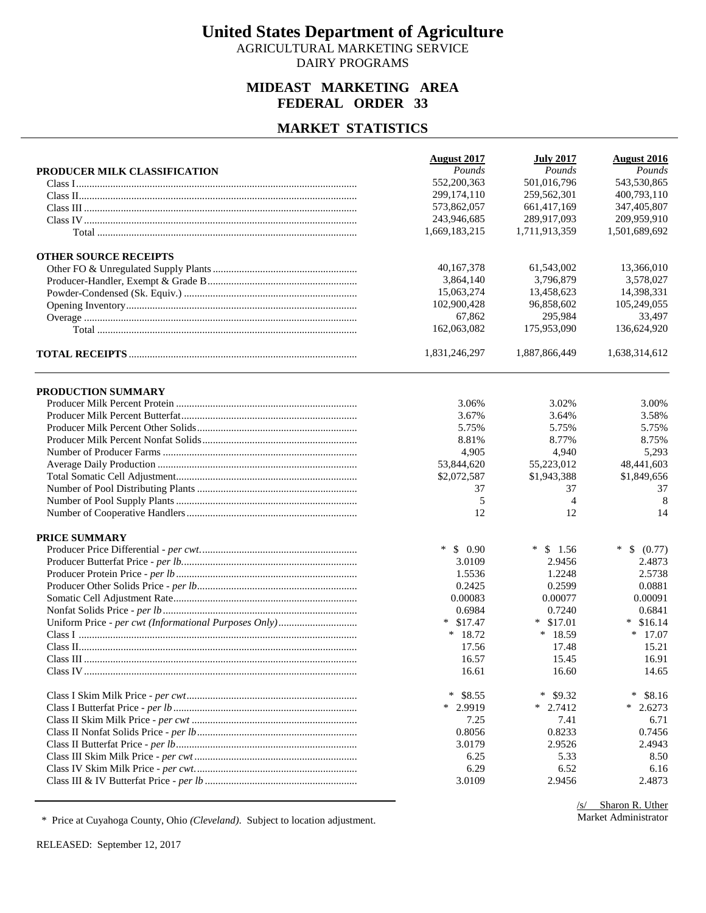# United States Department of Agriculture

AGRICULTURAL MARKETING SERVICE

DAIRY PROGRAMS

## MIDEAST MARKETING AREA
## FEDERAL ORDER 33

## MARKET STATISTICS

| PRODUCER MILK CLASSIFICATION | August 2017<br>*Pounds* | July 2017<br>*Pounds* | August 2016<br>*Pounds* |
|---|---|---|---|
| Class I | 552,200,363 | 501,016,796 | 543,530,865 |
| Class II | 299,174,110 | 259,562,301 | 400,793,110 |
| Class III | 573,862,057 | 661,417,169 | 347,405,807 |
| Class IV | 243,946,685 | 289,917,093 | 209,959,910 |
| Total | 1,669,183,215 | 1,711,913,359 | 1,501,689,692 |
| **OTHER SOURCE RECEIPTS** | | | |
| Other FO & Unregulated Supply Plants | 40,167,378 | 61,543,002 | 13,366,010 |
| Producer-Handler, Exempt & Grade B | 3,864,140 | 3,796,879 | 3,578,027 |
| Powder-Condensed (Sk. Equiv.) | 15,063,274 | 13,458,623 | 14,398,331 |
| Opening Inventory | 102,900,428 | 96,858,602 | 105,249,055 |
| Overage | 67,862 | 295,984 | 33,497 |
| Total | 162,063,082 | 175,953,090 | 136,624,920 |
| **TOTAL RECEIPTS** | 1,831,246,297 | 1,887,866,449 | 1,638,314,612 |

| PRODUCTION SUMMARY | August 2017 | July 2017 | August 2016 |
|---|---|---|---|
| Producer Milk Percent Protein | 3.06% | 3.02% | 3.00% |
| Producer Milk Percent Butterfat | 3.67% | 3.64% | 3.58% |
| Producer Milk Percent Other Solids | 5.75% | 5.75% | 5.75% |
| Producer Milk Percent Nonfat Solids | 8.81% | 8.77% | 8.75% |
| Number of Producer Farms | 4,905 | 4,940 | 5,293 |
| Average Daily Production | 53,844,620 | 55,223,012 | 48,441,603 |
| Total Somatic Cell Adjustment | $2,072,587 | $1,943,388 | $1,849,656 |
| Number of Pool Distributing Plants | 37 | 37 | 37 |
| Number of Pool Supply Plants | 5 | 4 | 8 |
| Number of Cooperative Handlers | 12 | 12 | 14 |
| **PRICE SUMMARY** | | | |
| Producer Price Differential - *per cwt.* | * $ 0.90 | * $ 1.56 | * $ (0.77) |
| Producer Butterfat Price - *per lb.* | 3.0109 | 2.9456 | 2.4873 |
| Producer Protein Price - *per lb* | 1.5536 | 1.2248 | 2.5738 |
| Producer Other Solids Price - *per lb* | 0.2425 | 0.2599 | 0.0881 |
| Somatic Cell Adjustment Rate | 0.00083 | 0.00077 | 0.00091 |
| Nonfat Solids Price - *per lb* | 0.6984 | 0.7240 | 0.6841 |
| Uniform Price - *per cwt (Informational Purposes Only)* | * $17.47 | * $17.01 | * $16.14 |
| Class I | * 18.72 | * 18.59 | * 17.07 |
| Class II | 17.56 | 17.48 | 15.21 |
| Class III | 16.57 | 15.45 | 16.91 |
| Class IV | 16.61 | 16.60 | 14.65 |
| Class I Skim Milk Price - *per cwt* | * $8.55 | * $9.32 | * $8.16 |
| Class I Butterfat Price - *per lb* | * 2.9919 | * 2.7412 | * 2.6273 |
| Class II Skim Milk Price - *per cwt* | 7.25 | 7.41 | 6.71 |
| Class II Nonfat Solids Price - *per lb* | 0.8056 | 0.8233 | 0.7456 |
| Class II Butterfat Price - *per lb* | 3.0179 | 2.9526 | 2.4943 |
| Class III Skim Milk Price - *per cwt* | 6.25 | 5.33 | 8.50 |
| Class IV Skim Milk Price - *per cwt.* | 6.29 | 6.52 | 6.16 |
| Class III & IV Butterfat Price - *per lb* | 3.0109 | 2.9456 | 2.4873 |

\* Price at Cuyahoga County, Ohio *(Cleveland)*. Subject to location adjustment.

/s/ Sharon R. Uther
Market Administrator

RELEASED: September 12, 2017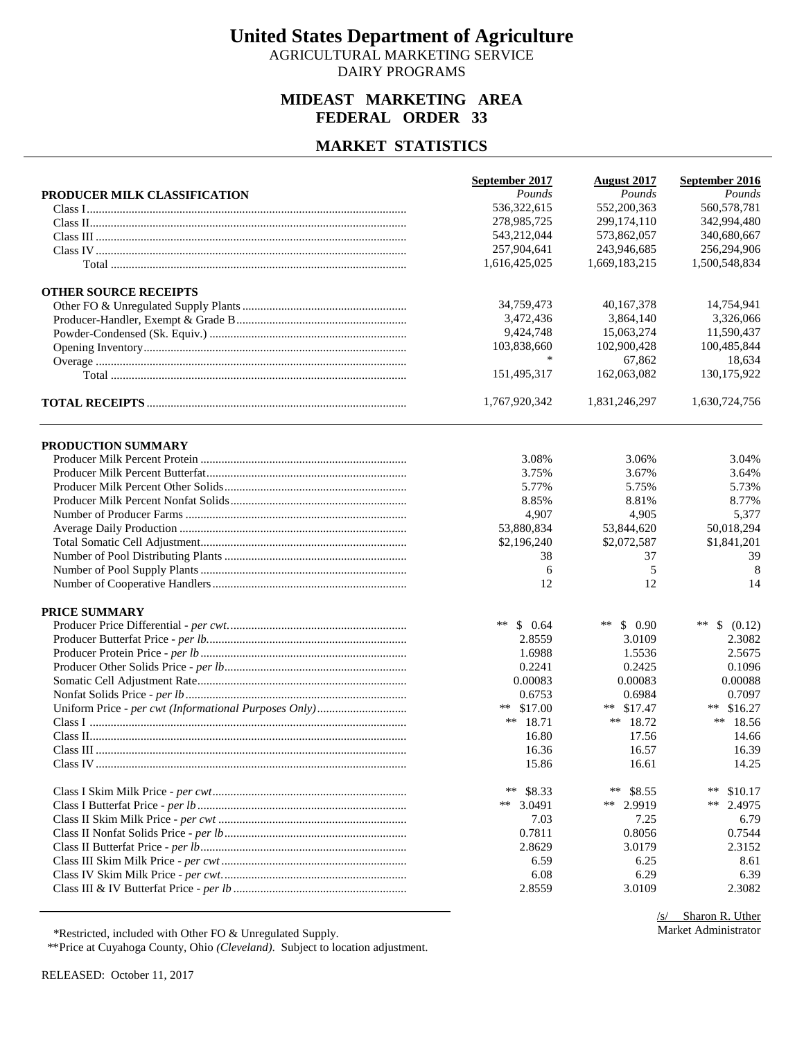# United States Department of Agriculture

AGRICULTURAL MARKETING SERVICE
DAIRY PROGRAMS

## MIDEAST MARKETING AREA
## FEDERAL ORDER 33

## MARKET STATISTICS

| | September 2017 | August 2017 | September 2016 |
|---|---|---|---|
| **PRODUCER MILK CLASSIFICATION** | *Pounds* | *Pounds* | *Pounds* |
| Class I | 536,322,615 | 552,200,363 | 560,578,781 |
| Class II | 278,985,725 | 299,174,110 | 342,994,480 |
| Class III | 543,212,044 | 573,862,057 | 340,680,667 |
| Class IV | 257,904,641 | 243,946,685 | 256,294,906 |
| Total | 1,616,425,025 | 1,669,183,215 | 1,500,548,834 |
| **OTHER SOURCE RECEIPTS** | | | |
| Other FO & Unregulated Supply Plants | 34,759,473 | 40,167,378 | 14,754,941 |
| Producer-Handler, Exempt & Grade B | 3,472,436 | 3,864,140 | 3,326,066 |
| Powder-Condensed (Sk. Equiv.) | 9,424,748 | 15,063,274 | 11,590,437 |
| Opening Inventory | 103,838,660 | 102,900,428 | 100,485,844 |
| Overage | * | 67,862 | 18,634 |
| Total | 151,495,317 | 162,063,082 | 130,175,922 |
| **TOTAL RECEIPTS** | 1,767,920,342 | 1,831,246,297 | 1,630,724,756 |

| | September 2017 | August 2017 | September 2016 |
|---|---|---|---|
| **PRODUCTION SUMMARY** | | | |
| Producer Milk Percent Protein | 3.08% | 3.06% | 3.04% |
| Producer Milk Percent Butterfat | 3.75% | 3.67% | 3.64% |
| Producer Milk Percent Other Solids | 5.77% | 5.75% | 5.73% |
| Producer Milk Percent Nonfat Solids | 8.85% | 8.81% | 8.77% |
| Number of Producer Farms | 4,907 | 4,905 | 5,377 |
| Average Daily Production | 53,880,834 | 53,844,620 | 50,018,294 |
| Total Somatic Cell Adjustment | $2,196,240 | $2,072,587 | $1,841,201 |
| Number of Pool Distributing Plants | 38 | 37 | 39 |
| Number of Pool Supply Plants | 6 | 5 | 8 |
| Number of Cooperative Handlers | 12 | 12 | 14 |
| **PRICE SUMMARY** | | | |
| Producer Price Differential - *per cwt.* | ** $ 0.64 | ** $ 0.90 | ** $ (0.12) |
| Producer Butterfat Price - *per lb.* | 2.8559 | 3.0109 | 2.3082 |
| Producer Protein Price - *per lb* | 1.6988 | 1.5536 | 2.5675 |
| Producer Other Solids Price - *per lb* | 0.2241 | 0.2425 | 0.1096 |
| Somatic Cell Adjustment Rate | 0.00083 | 0.00083 | 0.00088 |
| Nonfat Solids Price - *per lb* | 0.6753 | 0.6984 | 0.7097 |
| Uniform Price - *per cwt (Informational Purposes Only)* | ** $17.00 | ** $17.47 | ** $16.27 |
| Class I | ** 18.71 | ** 18.72 | ** 18.56 |
| Class II | 16.80 | 17.56 | 14.66 |
| Class III | 16.36 | 16.57 | 16.39 |
| Class IV | 15.86 | 16.61 | 14.25 |
| Class I Skim Milk Price - *per cwt* | ** $8.33 | ** $8.55 | ** $10.17 |
| Class I Butterfat Price - *per lb* | ** 3.0491 | ** 2.9919 | ** 2.4975 |
| Class II Skim Milk Price - *per cwt* | 7.03 | 7.25 | 6.79 |
| Class II Nonfat Solids Price - *per lb* | 0.7811 | 0.8056 | 0.7544 |
| Class II Butterfat Price - *per lb* | 2.8629 | 3.0179 | 2.3152 |
| Class III Skim Milk Price - *per cwt* | 6.59 | 6.25 | 8.61 |
| Class IV Skim Milk Price - *per cwt.* | 6.08 | 6.29 | 6.39 |
| Class III & IV Butterfat Price - *per lb* | 2.8559 | 3.0109 | 2.3082 |

/s/ Sharon R. Uther
Market Administrator

*Restricted, included with Other FO & Unregulated Supply.
**Price at Cuyahoga County, Ohio *(Cleveland)*. Subject to location adjustment.

RELEASED: October 11, 2017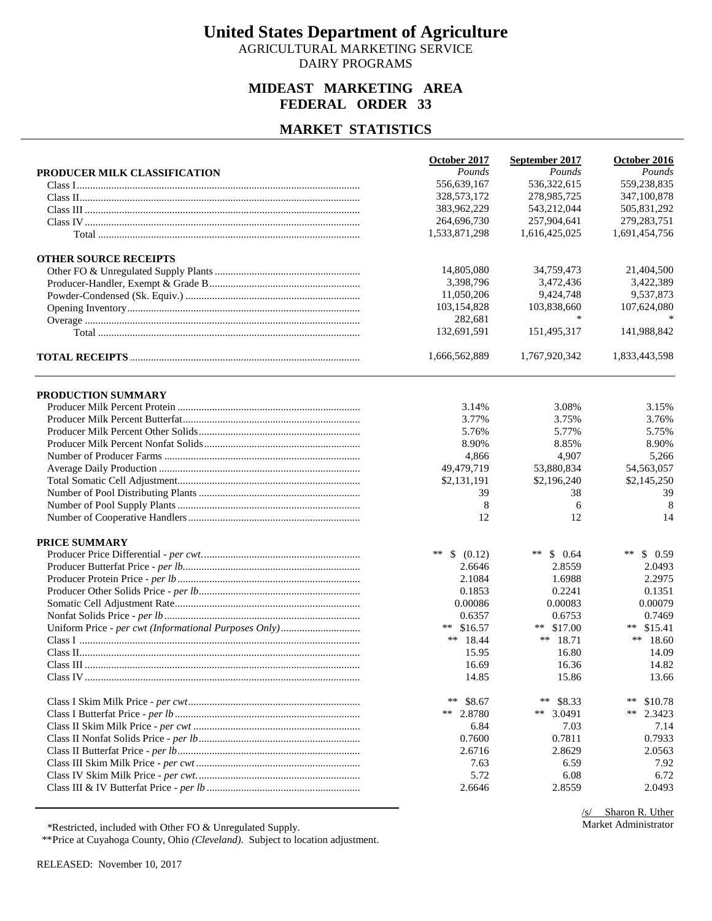# United States Department of Agriculture

AGRICULTURAL MARKETING SERVICE

DAIRY PROGRAMS

## MIDEAST MARKETING AREA
## FEDERAL ORDER 33

## MARKET STATISTICS

| | October 2017 | September 2017 | October 2016 |
|---|---|---|---|
| **PRODUCER MILK CLASSIFICATION** | *Pounds* | *Pounds* | *Pounds* |
| Class I | 556,639,167 | 536,322,615 | 559,238,835 |
| Class II | 328,573,172 | 278,985,725 | 347,100,878 |
| Class III | 383,962,229 | 543,212,044 | 505,831,292 |
| Class IV | 264,696,730 | 257,904,641 | 279,283,751 |
| Total | 1,533,871,298 | 1,616,425,025 | 1,691,454,756 |
| **OTHER SOURCE RECEIPTS** | | | |
| Other FO & Unregulated Supply Plants | 14,805,080 | 34,759,473 | 21,404,500 |
| Producer-Handler, Exempt & Grade B | 3,398,796 | 3,472,436 | 3,422,389 |
| Powder-Condensed (Sk. Equiv.) | 11,050,206 | 9,424,748 | 9,537,873 |
| Opening Inventory | 103,154,828 | 103,838,660 | 107,624,080 |
| Overage | 282,681 | * | * |
| Total | 132,691,591 | 151,495,317 | 141,988,842 |
| **TOTAL RECEIPTS** | 1,666,562,889 | 1,767,920,342 | 1,833,443,598 |
| **PRODUCTION SUMMARY** | | | |
| Producer Milk Percent Protein | 3.14% | 3.08% | 3.15% |
| Producer Milk Percent Butterfat | 3.77% | 3.75% | 3.76% |
| Producer Milk Percent Other Solids | 5.76% | 5.77% | 5.75% |
| Producer Milk Percent Nonfat Solids | 8.90% | 8.85% | 8.90% |
| Number of Producer Farms | 4,866 | 4,907 | 5,266 |
| Average Daily Production | 49,479,719 | 53,880,834 | 54,563,057 |
| Total Somatic Cell Adjustment | $2,131,191 | $2,196,240 | $2,145,250 |
| Number of Pool Distributing Plants | 39 | 38 | 39 |
| Number of Pool Supply Plants | 8 | 6 | 8 |
| Number of Cooperative Handlers | 12 | 12 | 14 |
| **PRICE SUMMARY** | | | |
| Producer Price Differential - *per cwt.* | ** $ (0.12) | ** $ 0.64 | ** $ 0.59 |
| Producer Butterfat Price - *per lb.* | 2.6646 | 2.8559 | 2.0493 |
| Producer Protein Price - *per lb* | 2.1084 | 1.6988 | 2.2975 |
| Producer Other Solids Price - *per lb* | 0.1853 | 0.2241 | 0.1351 |
| Somatic Cell Adjustment Rate | 0.00086 | 0.00083 | 0.00079 |
| Nonfat Solids Price - *per lb* | 0.6357 | 0.6753 | 0.7469 |
| Uniform Price - *per cwt (Informational Purposes Only)* | ** $16.57 | ** $17.00 | ** $15.41 |
| Class I | ** 18.44 | ** 18.71 | ** 18.60 |
| Class II | 15.95 | 16.80 | 14.09 |
| Class III | 16.69 | 16.36 | 14.82 |
| Class IV | 14.85 | 15.86 | 13.66 |
| Class I Skim Milk Price - *per cwt* | ** $8.67 | ** $8.33 | ** $10.78 |
| Class I Butterfat Price - *per lb* | ** 2.8780 | ** 3.0491 | ** 2.3423 |
| Class II Skim Milk Price - *per cwt* | 6.84 | 7.03 | 7.14 |
| Class II Nonfat Solids Price - *per lb* | 0.7600 | 0.7811 | 0.7933 |
| Class II Butterfat Price - *per lb* | 2.6716 | 2.8629 | 2.0563 |
| Class III Skim Milk Price - *per cwt* | 7.63 | 6.59 | 7.92 |
| Class IV Skim Milk Price - *per cwt.* | 5.72 | 6.08 | 6.72 |
| Class III & IV Butterfat Price - *per lb* | 2.6646 | 2.8559 | 2.0493 |

/s/ Sharon R. Uther
Market Administrator

*Restricted, included with Other FO & Unregulated Supply.

**Price at Cuyahoga County, Ohio *(Cleveland)*. Subject to location adjustment.

RELEASED: November 10, 2017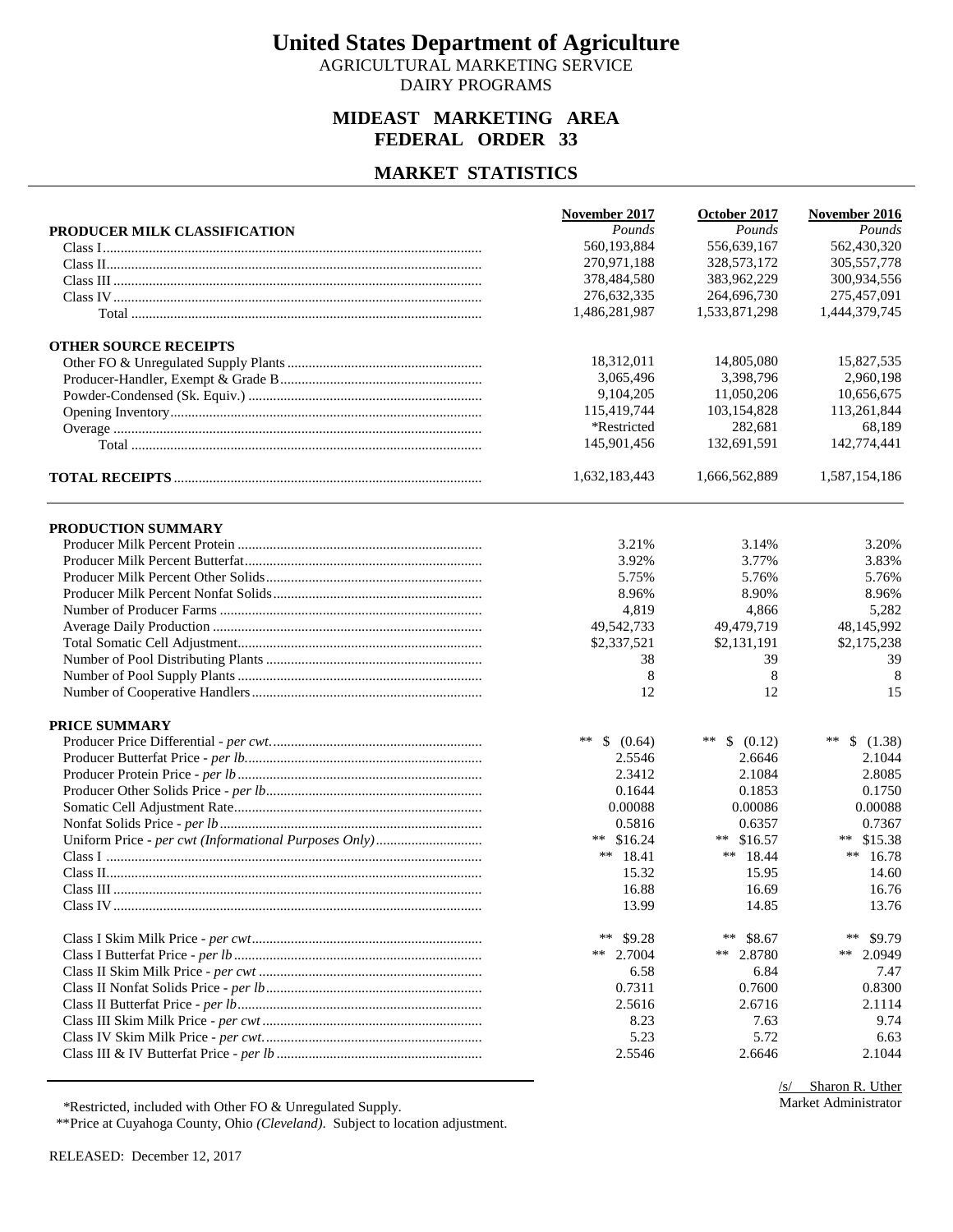# United States Department of Agriculture

AGRICULTURAL MARKETING SERVICE
DAIRY PROGRAMS

## MIDEAST MARKETING AREA
## FEDERAL ORDER 33

## MARKET STATISTICS

| PRODUCER MILK CLASSIFICATION | November 2017 *Pounds* | October 2017 *Pounds* | November 2016 *Pounds* |
|---|---|---|---|
| Class I | 560,193,884 | 556,639,167 | 562,430,320 |
| Class II | 270,971,188 | 328,573,172 | 305,557,778 |
| Class III | 378,484,580 | 383,962,229 | 300,934,556 |
| Class IV | 276,632,335 | 264,696,730 | 275,457,091 |
| Total | 1,486,281,987 | 1,533,871,298 | 1,444,379,745 |
| **OTHER SOURCE RECEIPTS** | | | |
| Other FO & Unregulated Supply Plants | 18,312,011 | 14,805,080 | 15,827,535 |
| Producer-Handler, Exempt & Grade B | 3,065,496 | 3,398,796 | 2,960,198 |
| Powder-Condensed (Sk. Equiv.) | 9,104,205 | 11,050,206 | 10,656,675 |
| Opening Inventory | 115,419,744 | 103,154,828 | 113,261,844 |
| Overage | *Restricted | 282,681 | 68,189 |
| Total | 145,901,456 | 132,691,591 | 142,774,441 |
| **TOTAL RECEIPTS** | 1,632,183,443 | 1,666,562,889 | 1,587,154,186 |

| PRODUCTION SUMMARY | November 2017 | October 2017 | November 2016 |
|---|---|---|---|
| Producer Milk Percent Protein | 3.21% | 3.14% | 3.20% |
| Producer Milk Percent Butterfat | 3.92% | 3.77% | 3.83% |
| Producer Milk Percent Other Solids | 5.75% | 5.76% | 5.76% |
| Producer Milk Percent Nonfat Solids | 8.96% | 8.90% | 8.96% |
| Number of Producer Farms | 4,819 | 4,866 | 5,282 |
| Average Daily Production | 49,542,733 | 49,479,719 | 48,145,992 |
| Total Somatic Cell Adjustment | $2,337,521 | $2,131,191 | $2,175,238 |
| Number of Pool Distributing Plants | 38 | 39 | 39 |
| Number of Pool Supply Plants | 8 | 8 | 8 |
| Number of Cooperative Handlers | 12 | 12 | 15 |
| **PRICE SUMMARY** | | | |
| Producer Price Differential - *per cwt.* | ** $ (0.64) | ** $ (0.12) | ** $ (1.38) |
| Producer Butterfat Price - *per lb.* | 2.5546 | 2.6646 | 2.1044 |
| Producer Protein Price - *per lb* | 2.3412 | 2.1084 | 2.8085 |
| Producer Other Solids Price - *per lb* | 0.1644 | 0.1853 | 0.1750 |
| Somatic Cell Adjustment Rate | 0.00088 | 0.00086 | 0.00088 |
| Nonfat Solids Price - *per lb* | 0.5816 | 0.6357 | 0.7367 |
| Uniform Price - *per cwt (Informational Purposes Only)* | ** $16.24 | ** $16.57 | ** $15.38 |
| Class I | ** 18.41 | ** 18.44 | ** 16.78 |
| Class II | 15.32 | 15.95 | 14.60 |
| Class III | 16.88 | 16.69 | 16.76 |
| Class IV | 13.99 | 14.85 | 13.76 |
| Class I Skim Milk Price - *per cwt* | ** $9.28 | ** $8.67 | ** $9.79 |
| Class I Butterfat Price - *per lb* | ** 2.7004 | ** 2.8780 | ** 2.0949 |
| Class II Skim Milk Price - *per cwt* | 6.58 | 6.84 | 7.47 |
| Class II Nonfat Solids Price - *per lb* | 0.7311 | 0.7600 | 0.8300 |
| Class II Butterfat Price - *per lb* | 2.5616 | 2.6716 | 2.1114 |
| Class III Skim Milk Price - *per cwt* | 8.23 | 7.63 | 9.74 |
| Class IV Skim Milk Price - *per cwt.* | 5.23 | 5.72 | 6.63 |
| Class III & IV Butterfat Price - *per lb* | 2.5546 | 2.6646 | 2.1044 |

/s/ Sharon R. Uther
Market Administrator

*Restricted, included with Other FO & Unregulated Supply.
**Price at Cuyahoga County, Ohio *(Cleveland)*. Subject to location adjustment.

RELEASED: December 12, 2017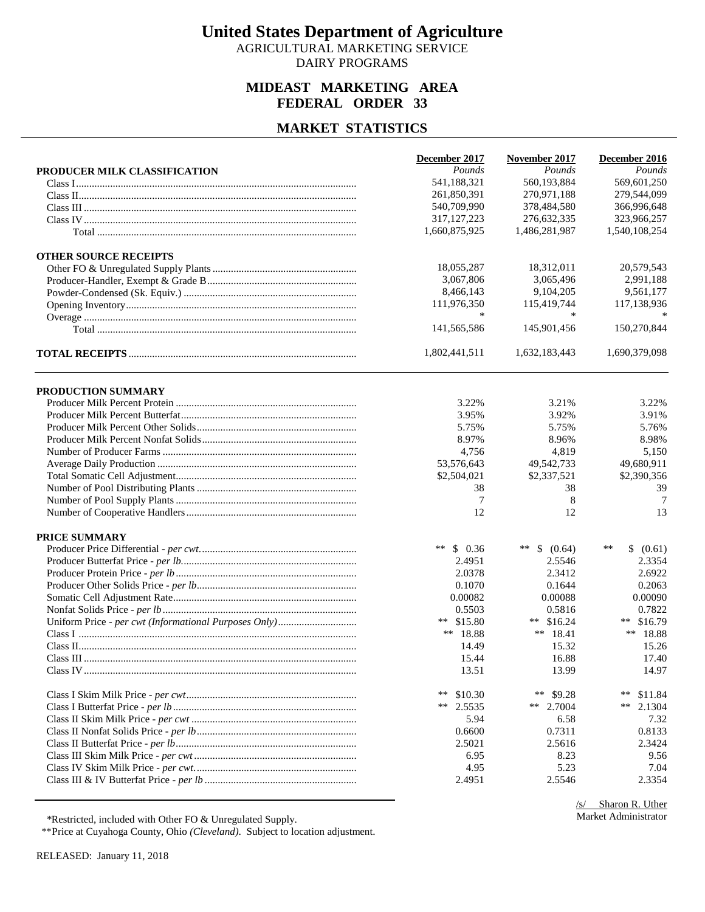# United States Department of Agriculture

AGRICULTURAL MARKETING SERVICE
DAIRY PROGRAMS

## MIDEAST MARKETING AREA
## FEDERAL ORDER 33

## MARKET STATISTICS

| | December 2017 | November 2017 | December 2016 |
|---|---|---|---|
| **PRODUCER MILK CLASSIFICATION** | *Pounds* | *Pounds* | *Pounds* |
| Class I | 541,188,321 | 560,193,884 | 569,601,250 |
| Class II | 261,850,391 | 270,971,188 | 279,544,099 |
| Class III | 540,709,990 | 378,484,580 | 366,996,648 |
| Class IV | 317,127,223 | 276,632,335 | 323,966,257 |
| Total | 1,660,875,925 | 1,486,281,987 | 1,540,108,254 |
| **OTHER SOURCE RECEIPTS** | | | |
| Other FO & Unregulated Supply Plants | 18,055,287 | 18,312,011 | 20,579,543 |
| Producer-Handler, Exempt & Grade B | 3,067,806 | 3,065,496 | 2,991,188 |
| Powder-Condensed (Sk. Equiv.) | 8,466,143 | 9,104,205 | 9,561,177 |
| Opening Inventory | 111,976,350 | 115,419,744 | 117,138,936 |
| Overage | * | * | * |
| Total | 141,565,586 | 145,901,456 | 150,270,844 |
| **TOTAL RECEIPTS** | 1,802,441,511 | 1,632,183,443 | 1,690,379,098 |
| **PRODUCTION SUMMARY** | | | |
| Producer Milk Percent Protein | 3.22% | 3.21% | 3.22% |
| Producer Milk Percent Butterfat | 3.95% | 3.92% | 3.91% |
| Producer Milk Percent Other Solids | 5.75% | 5.75% | 5.76% |
| Producer Milk Percent Nonfat Solids | 8.97% | 8.96% | 8.98% |
| Number of Producer Farms | 4,756 | 4,819 | 5,150 |
| Average Daily Production | 53,576,643 | 49,542,733 | 49,680,911 |
| Total Somatic Cell Adjustment | $2,504,021 | $2,337,521 | $2,390,356 |
| Number of Pool Distributing Plants | 38 | 38 | 39 |
| Number of Pool Supply Plants | 7 | 8 | 7 |
| Number of Cooperative Handlers | 12 | 12 | 13 |
| **PRICE SUMMARY** | | | |
| Producer Price Differential - *per cwt.* | ** $ 0.36 | ** $ (0.64) | ** $ (0.61) |
| Producer Butterfat Price - *per lb.* | 2.4951 | 2.5546 | 2.3354 |
| Producer Protein Price - *per lb* | 2.0378 | 2.3412 | 2.6922 |
| Producer Other Solids Price - *per lb* | 0.1070 | 0.1644 | 0.2063 |
| Somatic Cell Adjustment Rate | 0.00082 | 0.00088 | 0.00090 |
| Nonfat Solids Price - *per lb* | 0.5503 | 0.5816 | 0.7822 |
| Uniform Price - *per cwt (Informational Purposes Only)* | ** $15.80 | ** $16.24 | ** $16.79 |
| Class I | ** 18.88 | ** 18.41 | ** 18.88 |
| Class II | 14.49 | 15.32 | 15.26 |
| Class III | 15.44 | 16.88 | 17.40 |
| Class IV | 13.51 | 13.99 | 14.97 |
| Class I Skim Milk Price - *per cwt* | ** $10.30 | ** $9.28 | ** $11.84 |
| Class I Butterfat Price - *per lb* | ** 2.5535 | ** 2.7004 | ** 2.1304 |
| Class II Skim Milk Price - *per cwt* | 5.94 | 6.58 | 7.32 |
| Class II Nonfat Solids Price - *per lb* | 0.6600 | 0.7311 | 0.8133 |
| Class II Butterfat Price - *per lb* | 2.5021 | 2.5616 | 2.3424 |
| Class III Skim Milk Price - *per cwt* | 6.95 | 8.23 | 9.56 |
| Class IV Skim Milk Price - *per cwt.* | 4.95 | 5.23 | 7.04 |
| Class III & IV Butterfat Price - *per lb* | 2.4951 | 2.5546 | 2.3354 |

*Restricted, included with Other FO & Unregulated Supply.

**Price at Cuyahoga County, Ohio *(Cleveland)*. Subject to location adjustment.

/s/ Sharon R. Uther
Market Administrator

RELEASED: January 11, 2018